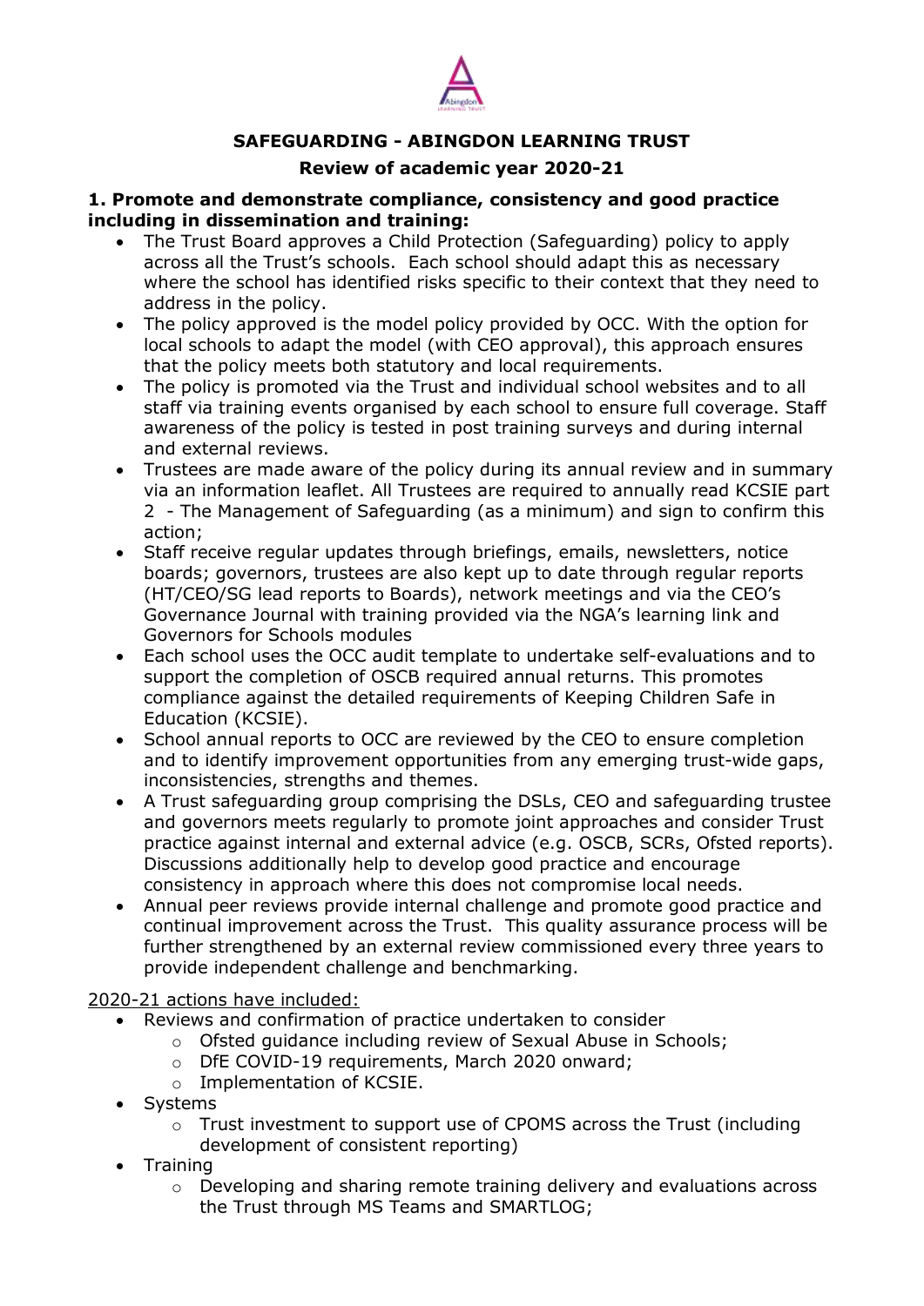# SAFEGUARDING - ABINGDON LEARNING TRUST

## Review of academic year 2020-21

### 1. Promote and demonstrate compliance, consistency and good practice including in dissemination and training:

- The Trust Board approves a Child Protection (Safeguarding) policy to apply across all the Trust's schools. Each school should adapt this as necessary where the school has identified risks specific to their context that they need to address in the policy.
- The policy approved is the model policy provided by OCC. With the option for local schools to adapt the model (with CEO approval), this approach ensures that the policy meets both statutory and local requirements.
- The policy is promoted via the Trust and individual school websites and to all staff via training events organised by each school to ensure full coverage. Staff awareness of the policy is tested in post training surveys and during internal and external reviews.
- Trustees are made aware of the policy during its annual review and in summary via an information leaflet. All Trustees are required to annually read KCSIE part 2 - The Management of Safeguarding (as a minimum) and sign to confirm this action;
- Staff receive regular updates through briefings, emails, newsletters, notice boards; governors, trustees are also kept up to date through regular reports (HT/CEO/SG lead reports to Boards), network meetings and via the CEO's Governance Journal with training provided via the NGA's learning link and Governors for Schools modules
- Each school uses the OCC audit template to undertake self-evaluations and to support the completion of OSCB required annual returns. This promotes compliance against the detailed requirements of Keeping Children Safe in Education (KCSIE).
- School annual reports to OCC are reviewed by the CEO to ensure completion and to identify improvement opportunities from any emerging trust-wide gaps, inconsistencies, strengths and themes.
- A Trust safeguarding group comprising the DSLs, CEO and safeguarding trustee and governors meets regularly to promote joint approaches and consider Trust practice against internal and external advice (e.g. OSCB, SCRs, Ofsted reports). Discussions additionally help to develop good practice and encourage consistency in approach where this does not compromise local needs.
- Annual peer reviews provide internal challenge and promote good practice and continual improvement across the Trust. This quality assurance process will be further strengthened by an external review commissioned every three years to provide independent challenge and benchmarking.

<u>2020-21 actions have included:</u>

- Reviews and confirmation of practice undertaken to consider
  - Ofsted guidance including review of Sexual Abuse in Schools;
  - DfE COVID-19 requirements, March 2020 onward;
  - Implementation of KCSIE.
- Systems
  - Trust investment to support use of CPOMS across the Trust (including development of consistent reporting)
- Training
  - Developing and sharing remote training delivery and evaluations across the Trust through MS Teams and SMARTLOG;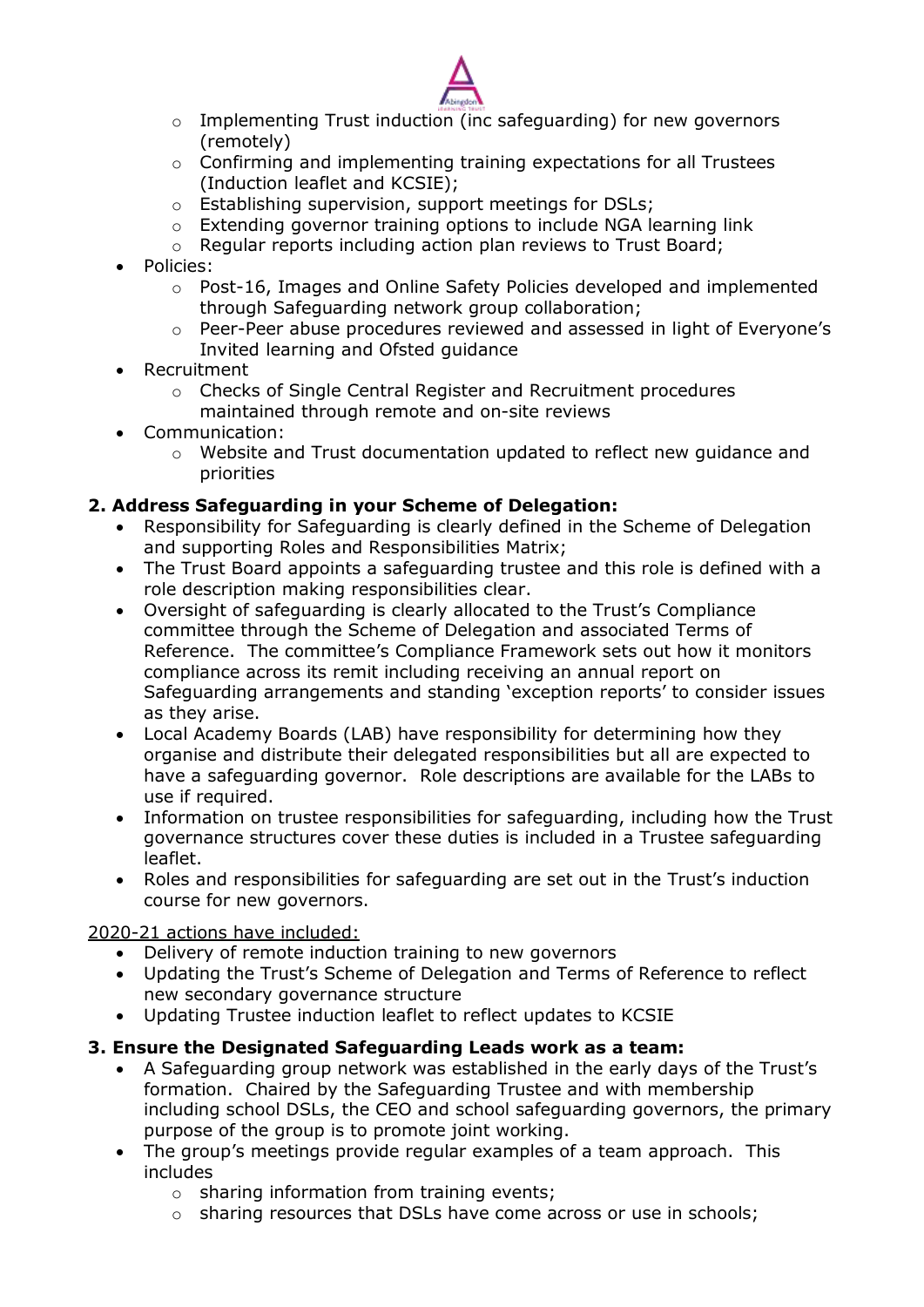- Implementing Trust induction (inc safeguarding) for new governors (remotely)
  - Confirming and implementing training expectations for all Trustees (Induction leaflet and KCSIE);
  - Establishing supervision, support meetings for DSLs;
  - Extending governor training options to include NGA learning link
  - Regular reports including action plan reviews to Trust Board;
- Policies:
  - Post-16, Images and Online Safety Policies developed and implemented through Safeguarding network group collaboration;
  - Peer-Peer abuse procedures reviewed and assessed in light of Everyone's Invited learning and Ofsted guidance
- Recruitment
  - Checks of Single Central Register and Recruitment procedures maintained through remote and on-site reviews
- Communication:
  - Website and Trust documentation updated to reflect new guidance and priorities

### 2. Address Safeguarding in your Scheme of Delegation:

- Responsibility for Safeguarding is clearly defined in the Scheme of Delegation and supporting Roles and Responsibilities Matrix;
- The Trust Board appoints a safeguarding trustee and this role is defined with a role description making responsibilities clear.
- Oversight of safeguarding is clearly allocated to the Trust's Compliance committee through the Scheme of Delegation and associated Terms of Reference. The committee's Compliance Framework sets out how it monitors compliance across its remit including receiving an annual report on Safeguarding arrangements and standing 'exception reports' to consider issues as they arise.
- Local Academy Boards (LAB) have responsibility for determining how they organise and distribute their delegated responsibilities but all are expected to have a safeguarding governor. Role descriptions are available for the LABs to use if required.
- Information on trustee responsibilities for safeguarding, including how the Trust governance structures cover these duties is included in a Trustee safeguarding leaflet.
- Roles and responsibilities for safeguarding are set out in the Trust's induction course for new governors.

<u>2020-21 actions have included:</u>

- Delivery of remote induction training to new governors
- Updating the Trust's Scheme of Delegation and Terms of Reference to reflect new secondary governance structure
- Updating Trustee induction leaflet to reflect updates to KCSIE

### 3. Ensure the Designated Safeguarding Leads work as a team:

- A Safeguarding group network was established in the early days of the Trust's formation. Chaired by the Safeguarding Trustee and with membership including school DSLs, the CEO and school safeguarding governors, the primary purpose of the group is to promote joint working.
- The group's meetings provide regular examples of a team approach. This includes
  - sharing information from training events;
  - sharing resources that DSLs have come across or use in schools;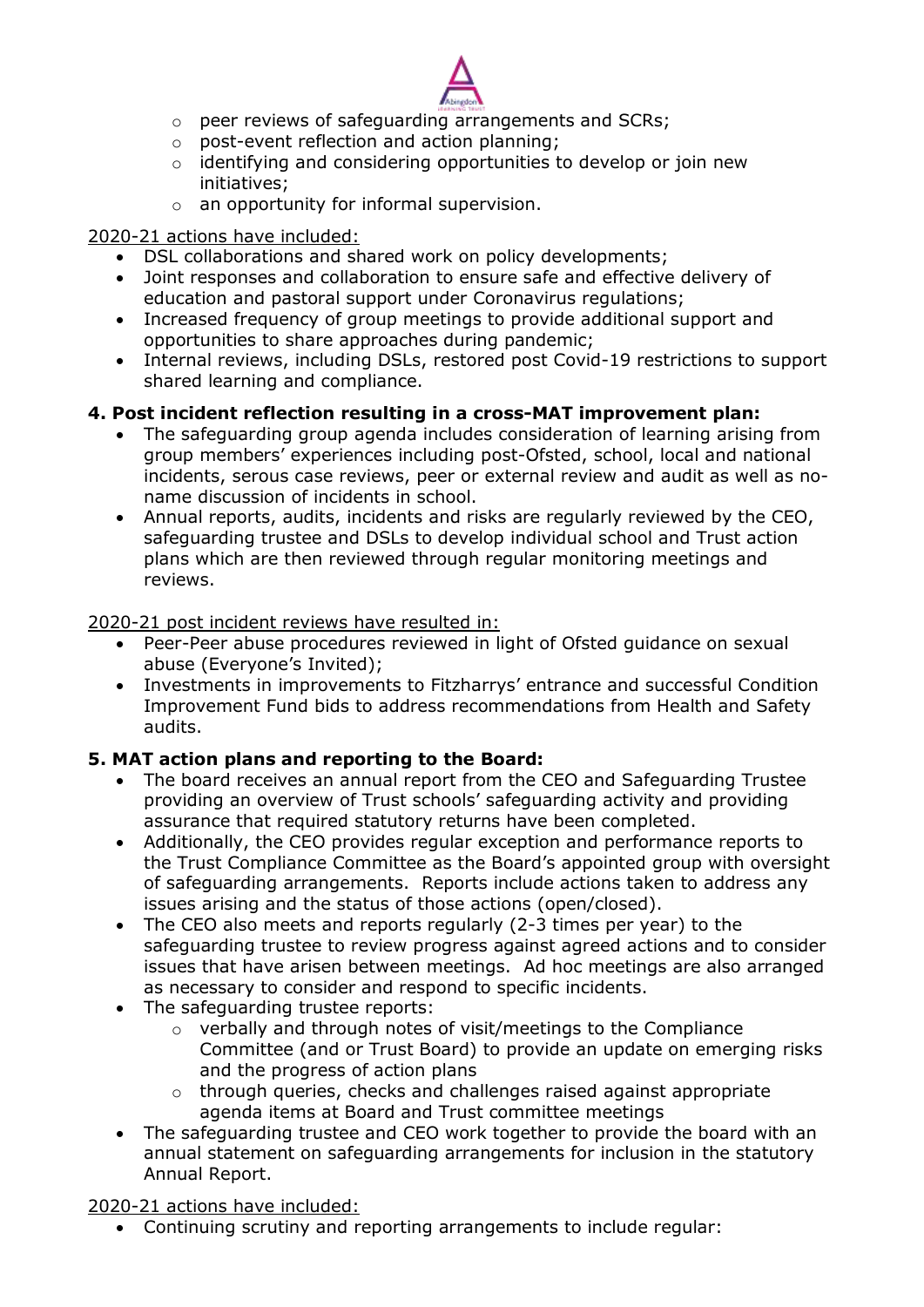- peer reviews of safeguarding arrangements and SCRs;
  - post-event reflection and action planning;
  - identifying and considering opportunities to develop or join new initiatives;
  - an opportunity for informal supervision.

<u>2020-21 actions have included:</u>

- DSL collaborations and shared work on policy developments;
- Joint responses and collaboration to ensure safe and effective delivery of education and pastoral support under Coronavirus regulations;
- Increased frequency of group meetings to provide additional support and opportunities to share approaches during pandemic;
- Internal reviews, including DSLs, restored post Covid-19 restrictions to support shared learning and compliance.

**4. Post incident reflection resulting in a cross-MAT improvement plan:**

- The safeguarding group agenda includes consideration of learning arising from group members' experiences including post-Ofsted, school, local and national incidents, serous case reviews, peer or external review and audit as well as no-name discussion of incidents in school.
- Annual reports, audits, incidents and risks are regularly reviewed by the CEO, safeguarding trustee and DSLs to develop individual school and Trust action plans which are then reviewed through regular monitoring meetings and reviews.

<u>2020-21 post incident reviews have resulted in:</u>

- Peer-Peer abuse procedures reviewed in light of Ofsted guidance on sexual abuse (Everyone's Invited);
- Investments in improvements to Fitzharrys' entrance and successful Condition Improvement Fund bids to address recommendations from Health and Safety audits.

**5. MAT action plans and reporting to the Board:**

- The board receives an annual report from the CEO and Safeguarding Trustee providing an overview of Trust schools' safeguarding activity and providing assurance that required statutory returns have been completed.
- Additionally, the CEO provides regular exception and performance reports to the Trust Compliance Committee as the Board's appointed group with oversight of safeguarding arrangements. Reports include actions taken to address any issues arising and the status of those actions (open/closed).
- The CEO also meets and reports regularly (2-3 times per year) to the safeguarding trustee to review progress against agreed actions and to consider issues that have arisen between meetings. Ad hoc meetings are also arranged as necessary to consider and respond to specific incidents.
- The safeguarding trustee reports:
  - verbally and through notes of visit/meetings to the Compliance Committee (and or Trust Board) to provide an update on emerging risks and the progress of action plans
  - through queries, checks and challenges raised against appropriate agenda items at Board and Trust committee meetings
- The safeguarding trustee and CEO work together to provide the board with an annual statement on safeguarding arrangements for inclusion in the statutory Annual Report.

<u>2020-21 actions have included:</u>

- Continuing scrutiny and reporting arrangements to include regular: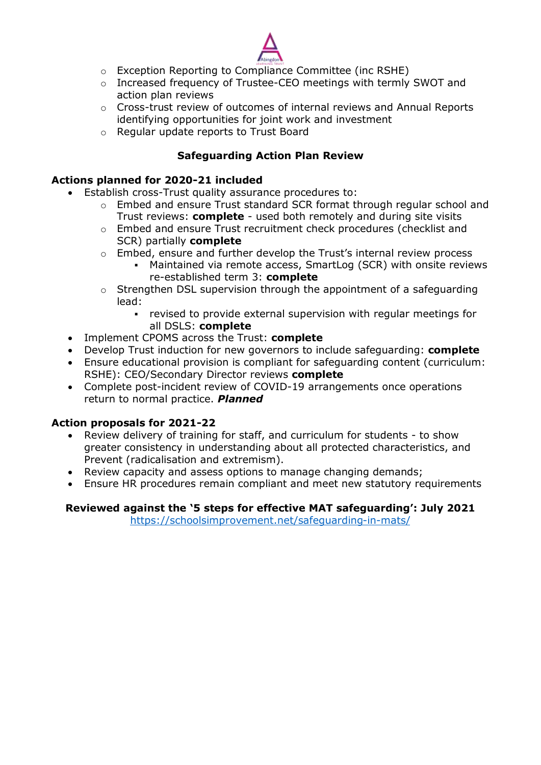- Exception Reporting to Compliance Committee (inc RSHE)
- Increased frequency of Trustee-CEO meetings with termly SWOT and action plan reviews
- Cross-trust review of outcomes of internal reviews and Annual Reports identifying opportunities for joint work and investment
- Regular update reports to Trust Board

**Safeguarding Action Plan Review**

**Actions planned for 2020-21 included**

- Establish cross-Trust quality assurance procedures to:
  - Embed and ensure Trust standard SCR format through regular school and Trust reviews: **complete** - used both remotely and during site visits
  - Embed and ensure Trust recruitment check procedures (checklist and SCR) partially **complete**
  - Embed, ensure and further develop the Trust's internal review process
    - Maintained via remote access, SmartLog (SCR) with onsite reviews re-established term 3: **complete**
  - Strengthen DSL supervision through the appointment of a safeguarding lead:
    - revised to provide external supervision with regular meetings for all DSLS: **complete**
- Implement CPOMS across the Trust: **complete**
- Develop Trust induction for new governors to include safeguarding: **complete**
- Ensure educational provision is compliant for safeguarding content (curriculum: RSHE): CEO/Secondary Director reviews **complete**
- Complete post-incident review of COVID-19 arrangements once operations return to normal practice. ***Planned***

**Action proposals for 2021-22**

- Review delivery of training for staff, and curriculum for students - to show greater consistency in understanding about all protected characteristics, and Prevent (radicalisation and extremism).
- Review capacity and assess options to manage changing demands;
- Ensure HR procedures remain compliant and meet new statutory requirements

**Reviewed against the '5 steps for effective MAT safeguarding': July 2021**

https://schoolsimprovement.net/safeguarding-in-mats/